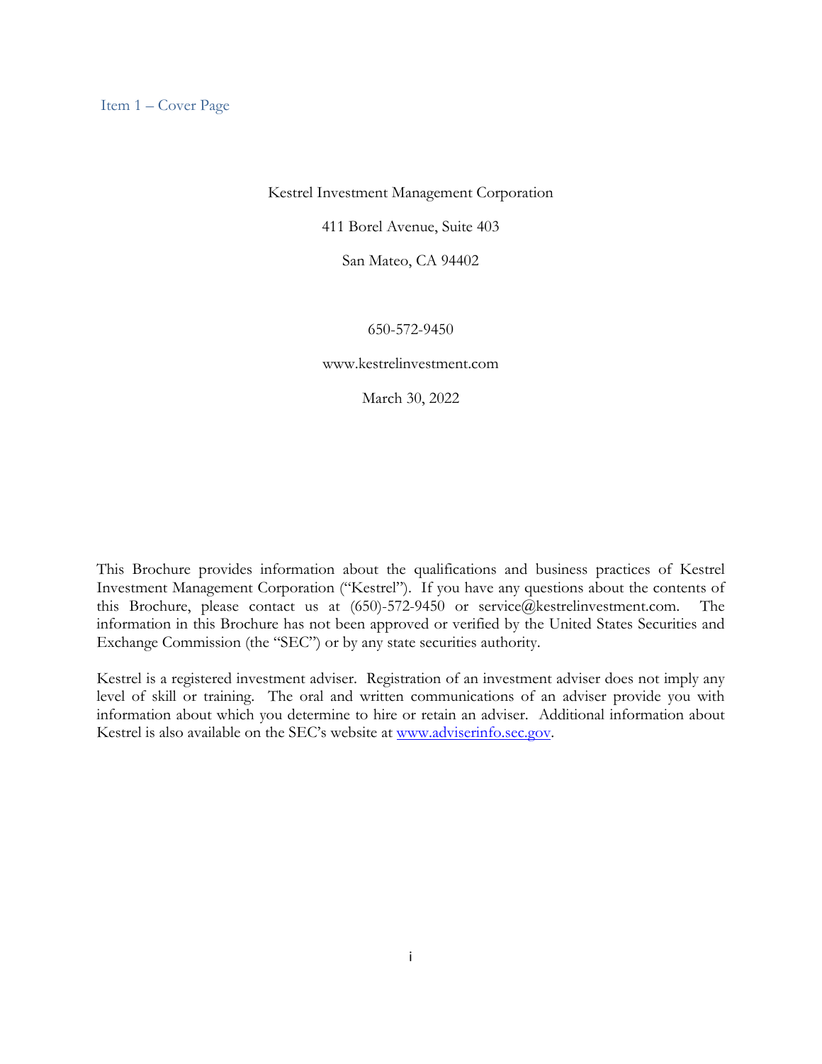## Item 1 – Cover Page

Kestrel Investment Management Corporation

411 Borel Avenue, Suite 403

San Mateo, CA 94402

650-572-9450

www.kestrelinvestment.com

March 30, 2022

This Brochure provides information about the qualifications and business practices of Kestrel Investment Management Corporation ("Kestrel"). If you have any questions about the contents of this Brochure, please contact us at (650)-572-9450 or service@kestrelinvestment.com. The information in this Brochure has not been approved or verified by the United States Securities and Exchange Commission (the "SEC") or by any state securities authority.

Kestrel is a registered investment adviser. Registration of an investment adviser does not imply any level of skill or training. The oral and written communications of an adviser provide you with information about which you determine to hire or retain an adviser. Additional information about Kestrel is also available on the SEC's website at www.adviserinfo.sec.gov.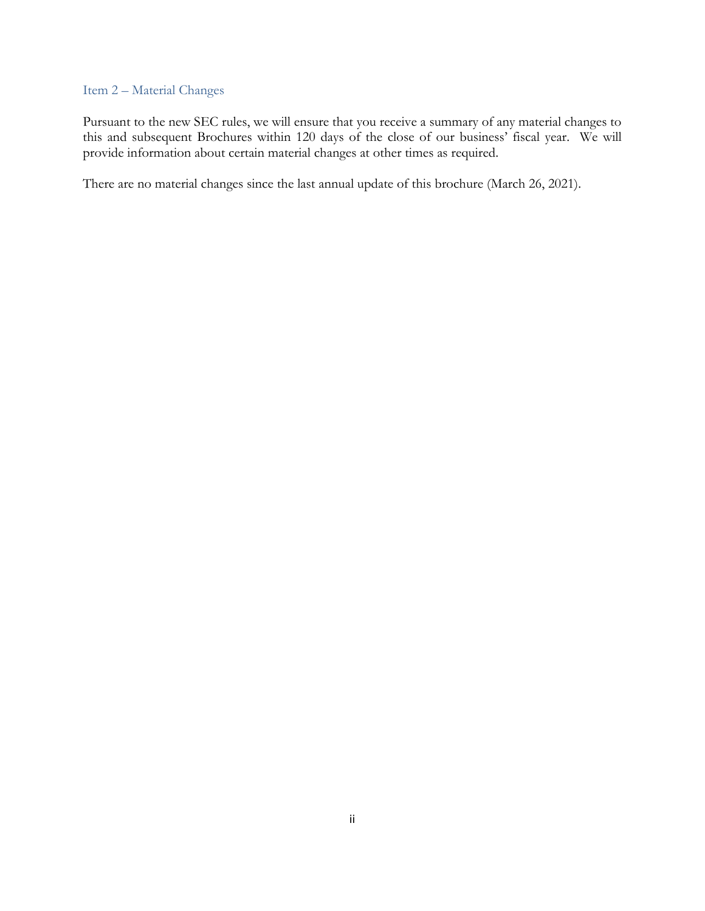## Item 2 – Material Changes

Pursuant to the new SEC rules, we will ensure that you receive a summary of any material changes to this and subsequent Brochures within 120 days of the close of our business' fiscal year. We will provide information about certain material changes at other times as required.

There are no material changes since the last annual update of this brochure (March 26, 2021).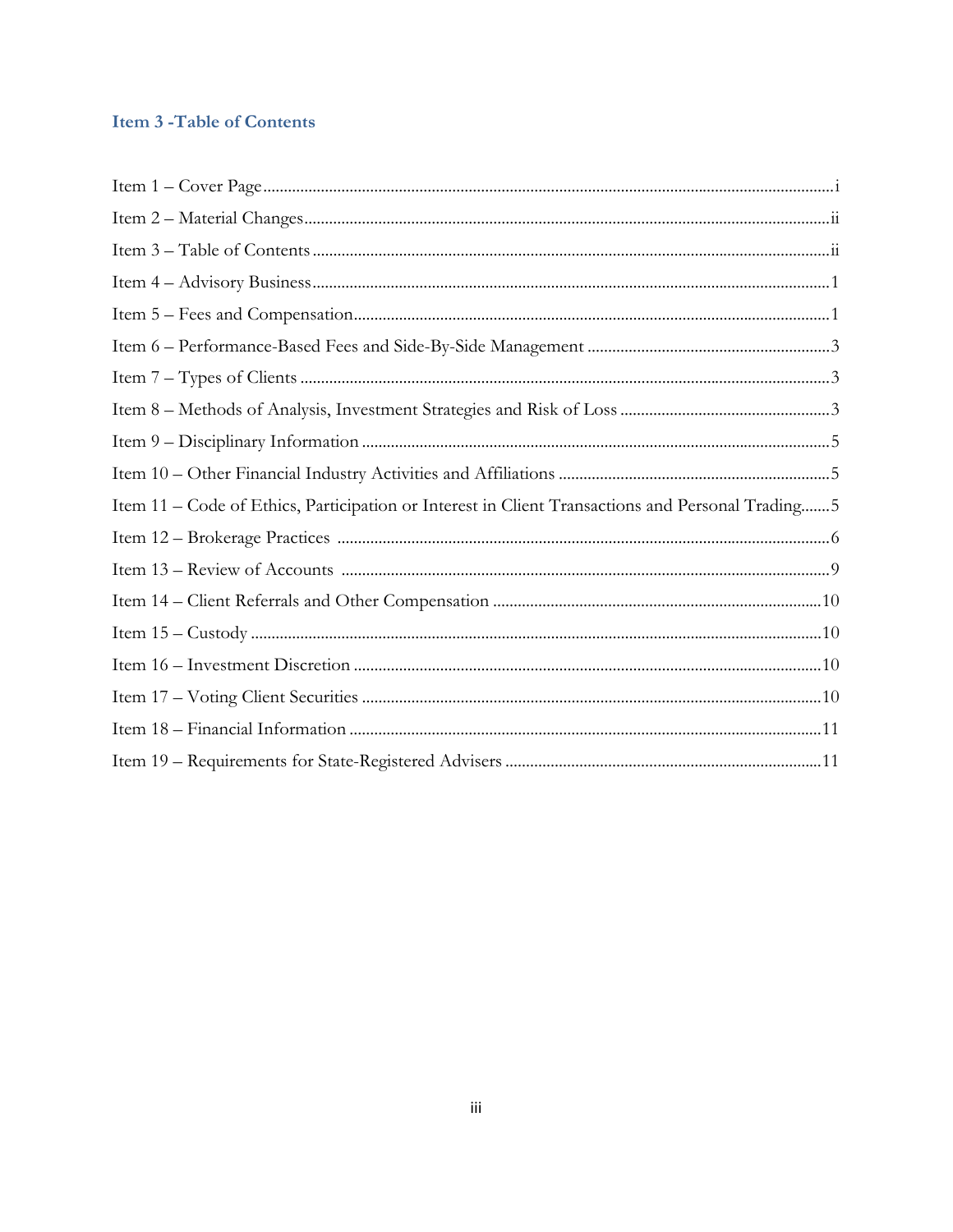## Item 3 -Table of Contents

Item 1 – Cover Page....................................................................................................................................i

Item 2 – Material Changes..........................................................................................................................ii

Item 3 – Table of Contents ........................................................................................................................ii

Item 4 – Advisory Business.........................................................................................................................1

Item 5 – Fees and Compensation................................................................................................................1

Item 6 – Performance-Based Fees and Side-By-Side Management ..........................................................3

Item 7 – Types of Clients ............................................................................................................................3

Item 8 – Methods of Analysis, Investment Strategies and Risk of Loss ...................................................3

Item 9 – Disciplinary Information ..............................................................................................................5

Item 10 – Other Financial Industry Activities and Affiliations .................................................................5

Item 11 – Code of Ethics, Participation or Interest in Client Transactions and Personal Trading.......5

Item 12 – Brokerage Practices ....................................................................................................................6

Item 13 – Review of Accounts ...................................................................................................................9

Item 14 – Client Referrals and Other Compensation .............................................................................10

Item 15 – Custody ......................................................................................................................................10

Item 16 – Investment Discretion ..............................................................................................................10

Item 17 – Voting Client Securities ............................................................................................................10

Item 18 – Financial Information ...............................................................................................................11

Item 19 – Requirements for State-Registered Advisers ...........................................................................11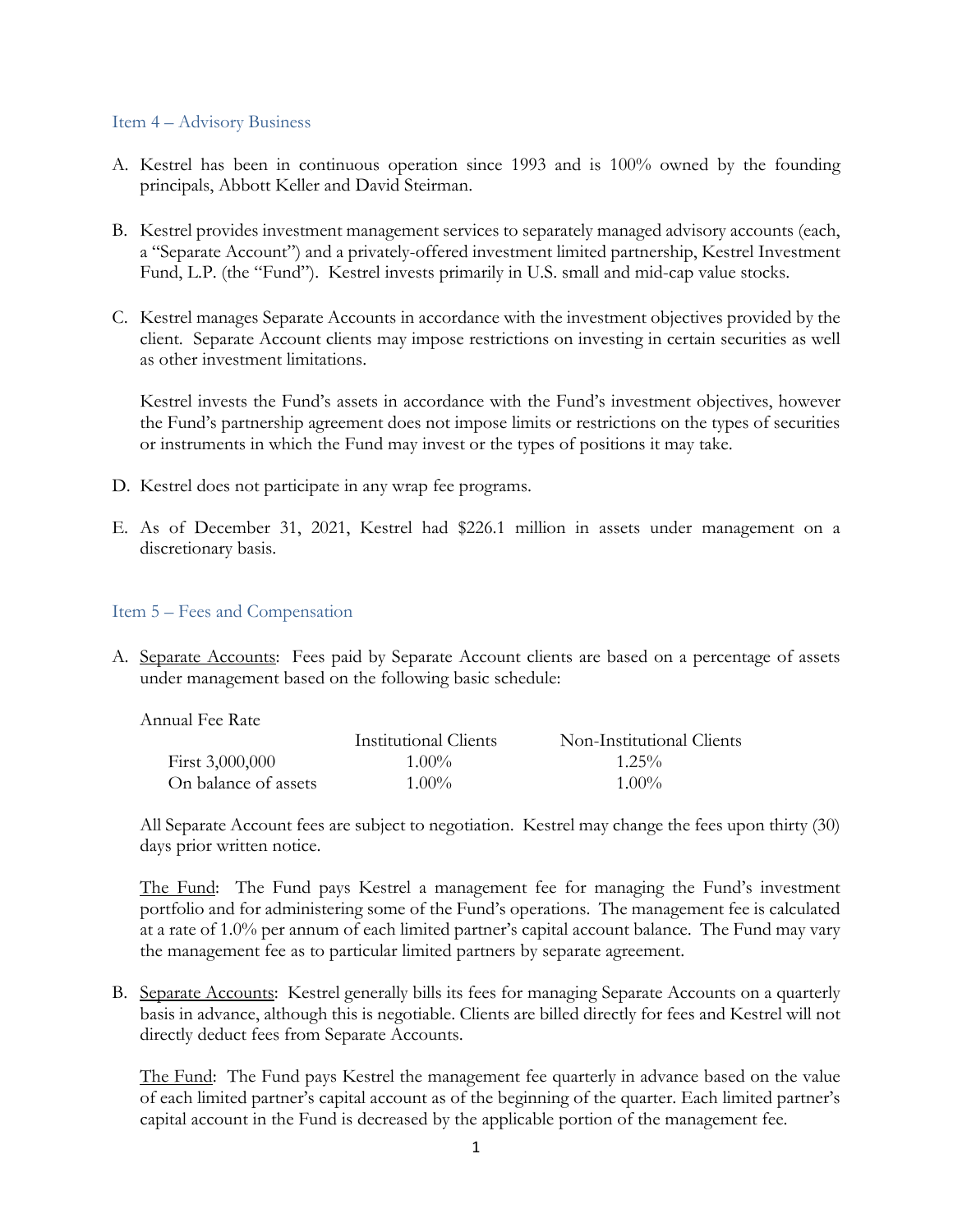## Item 4 – Advisory Business

A. Kestrel has been in continuous operation since 1993 and is 100% owned by the founding principals, Abbott Keller and David Steirman.

B. Kestrel provides investment management services to separately managed advisory accounts (each, a "Separate Account") and a privately-offered investment limited partnership, Kestrel Investment Fund, L.P. (the "Fund"). Kestrel invests primarily in U.S. small and mid-cap value stocks.

C. Kestrel manages Separate Accounts in accordance with the investment objectives provided by the client. Separate Account clients may impose restrictions on investing in certain securities as well as other investment limitations.

   Kestrel invests the Fund's assets in accordance with the Fund's investment objectives, however the Fund's partnership agreement does not impose limits or restrictions on the types of securities or instruments in which the Fund may invest or the types of positions it may take.

D. Kestrel does not participate in any wrap fee programs.

E. As of December 31, 2021, Kestrel had $226.1 million in assets under management on a discretionary basis.

## Item 5 – Fees and Compensation

A. Separate Accounts: Fees paid by Separate Account clients are based on a percentage of assets under management based on the following basic schedule:

   Annual Fee Rate

   | | Institutional Clients | Non-Institutional Clients |
   |---|---|---|
   | First 3,000,000 | 1.00% | 1.25% |
   | On balance of assets | 1.00% | 1.00% |

   All Separate Account fees are subject to negotiation. Kestrel may change the fees upon thirty (30) days prior written notice.

   The Fund: The Fund pays Kestrel a management fee for managing the Fund's investment portfolio and for administering some of the Fund's operations. The management fee is calculated at a rate of 1.0% per annum of each limited partner's capital account balance. The Fund may vary the management fee as to particular limited partners by separate agreement.

B. Separate Accounts: Kestrel generally bills its fees for managing Separate Accounts on a quarterly basis in advance, although this is negotiable. Clients are billed directly for fees and Kestrel will not directly deduct fees from Separate Accounts.

   The Fund: The Fund pays Kestrel the management fee quarterly in advance based on the value of each limited partner's capital account as of the beginning of the quarter. Each limited partner's capital account in the Fund is decreased by the applicable portion of the management fee.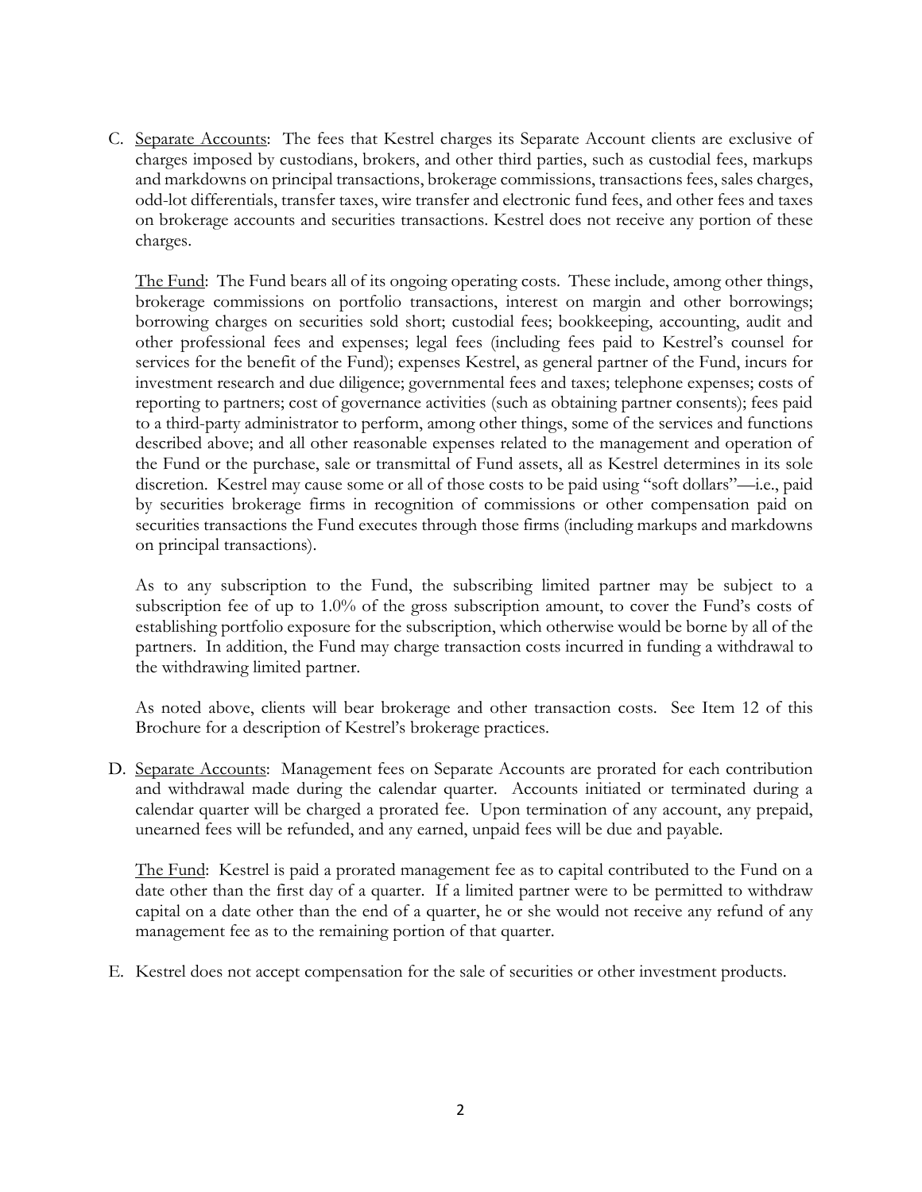C. Separate Accounts: The fees that Kestrel charges its Separate Account clients are exclusive of charges imposed by custodians, brokers, and other third parties, such as custodial fees, markups and markdowns on principal transactions, brokerage commissions, transactions fees, sales charges, odd-lot differentials, transfer taxes, wire transfer and electronic fund fees, and other fees and taxes on brokerage accounts and securities transactions. Kestrel does not receive any portion of these charges.

   The Fund: The Fund bears all of its ongoing operating costs. These include, among other things, brokerage commissions on portfolio transactions, interest on margin and other borrowings; borrowing charges on securities sold short; custodial fees; bookkeeping, accounting, audit and other professional fees and expenses; legal fees (including fees paid to Kestrel's counsel for services for the benefit of the Fund); expenses Kestrel, as general partner of the Fund, incurs for investment research and due diligence; governmental fees and taxes; telephone expenses; costs of reporting to partners; cost of governance activities (such as obtaining partner consents); fees paid to a third-party administrator to perform, among other things, some of the services and functions described above; and all other reasonable expenses related to the management and operation of the Fund or the purchase, sale or transmittal of Fund assets, all as Kestrel determines in its sole discretion. Kestrel may cause some or all of those costs to be paid using "soft dollars"—i.e., paid by securities brokerage firms in recognition of commissions or other compensation paid on securities transactions the Fund executes through those firms (including markups and markdowns on principal transactions).

   As to any subscription to the Fund, the subscribing limited partner may be subject to a subscription fee of up to 1.0% of the gross subscription amount, to cover the Fund's costs of establishing portfolio exposure for the subscription, which otherwise would be borne by all of the partners. In addition, the Fund may charge transaction costs incurred in funding a withdrawal to the withdrawing limited partner.

   As noted above, clients will bear brokerage and other transaction costs. See Item 12 of this Brochure for a description of Kestrel's brokerage practices.

D. Separate Accounts: Management fees on Separate Accounts are prorated for each contribution and withdrawal made during the calendar quarter. Accounts initiated or terminated during a calendar quarter will be charged a prorated fee. Upon termination of any account, any prepaid, unearned fees will be refunded, and any earned, unpaid fees will be due and payable.

   The Fund: Kestrel is paid a prorated management fee as to capital contributed to the Fund on a date other than the first day of a quarter. If a limited partner were to be permitted to withdraw capital on a date other than the end of a quarter, he or she would not receive any refund of any management fee as to the remaining portion of that quarter.

E. Kestrel does not accept compensation for the sale of securities or other investment products.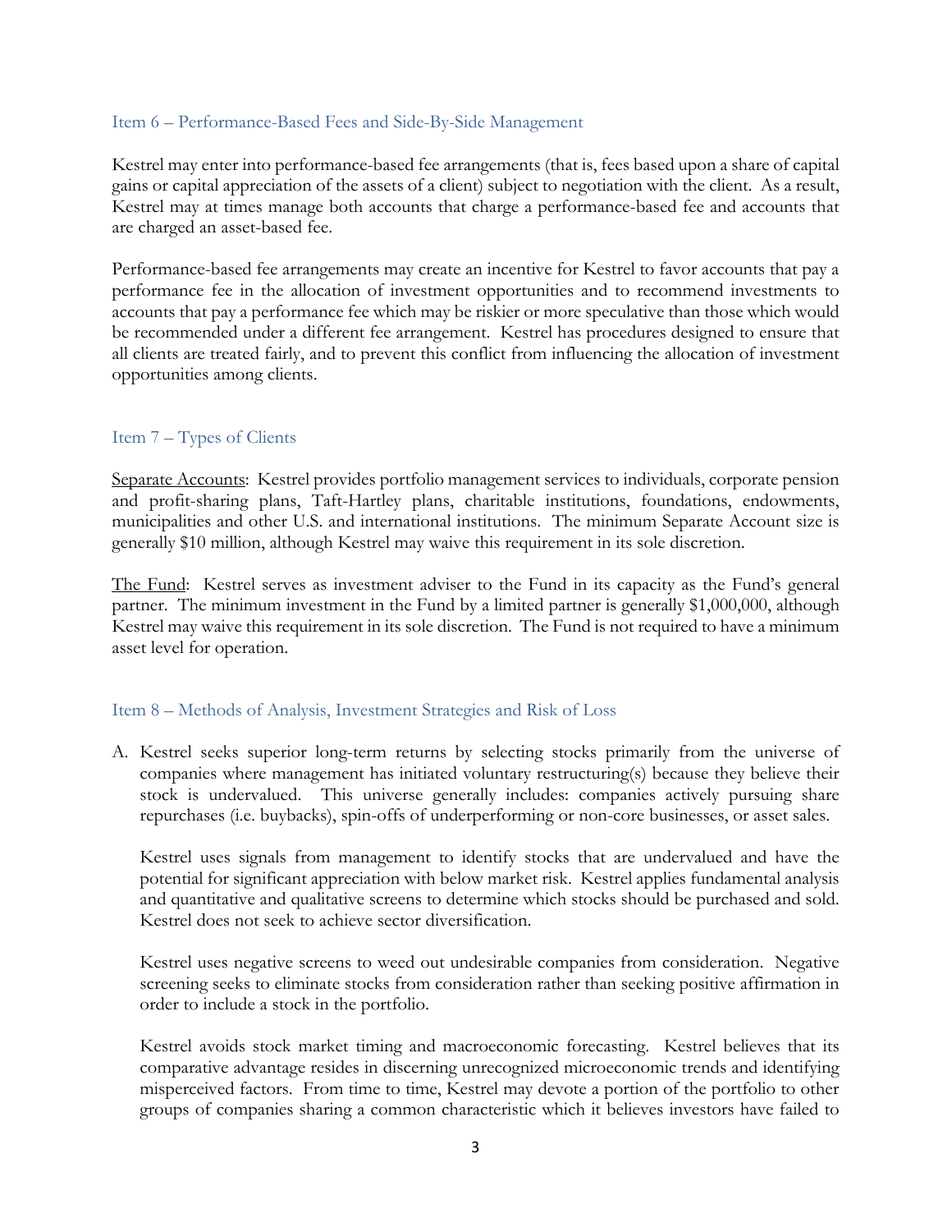## Item 6 – Performance-Based Fees and Side-By-Side Management

Kestrel may enter into performance-based fee arrangements (that is, fees based upon a share of capital gains or capital appreciation of the assets of a client) subject to negotiation with the client. As a result, Kestrel may at times manage both accounts that charge a performance-based fee and accounts that are charged an asset-based fee.

Performance-based fee arrangements may create an incentive for Kestrel to favor accounts that pay a performance fee in the allocation of investment opportunities and to recommend investments to accounts that pay a performance fee which may be riskier or more speculative than those which would be recommended under a different fee arrangement. Kestrel has procedures designed to ensure that all clients are treated fairly, and to prevent this conflict from influencing the allocation of investment opportunities among clients.

## Item 7 – Types of Clients

Separate Accounts: Kestrel provides portfolio management services to individuals, corporate pension and profit-sharing plans, Taft-Hartley plans, charitable institutions, foundations, endowments, municipalities and other U.S. and international institutions. The minimum Separate Account size is generally $10 million, although Kestrel may waive this requirement in its sole discretion.

The Fund: Kestrel serves as investment adviser to the Fund in its capacity as the Fund's general partner. The minimum investment in the Fund by a limited partner is generally $1,000,000, although Kestrel may waive this requirement in its sole discretion. The Fund is not required to have a minimum asset level for operation.

## Item 8 – Methods of Analysis, Investment Strategies and Risk of Loss

A. Kestrel seeks superior long-term returns by selecting stocks primarily from the universe of companies where management has initiated voluntary restructuring(s) because they believe their stock is undervalued. This universe generally includes: companies actively pursuing share repurchases (i.e. buybacks), spin-offs of underperforming or non-core businesses, or asset sales.

   Kestrel uses signals from management to identify stocks that are undervalued and have the potential for significant appreciation with below market risk. Kestrel applies fundamental analysis and quantitative and qualitative screens to determine which stocks should be purchased and sold. Kestrel does not seek to achieve sector diversification.

   Kestrel uses negative screens to weed out undesirable companies from consideration. Negative screening seeks to eliminate stocks from consideration rather than seeking positive affirmation in order to include a stock in the portfolio.

   Kestrel avoids stock market timing and macroeconomic forecasting. Kestrel believes that its comparative advantage resides in discerning unrecognized microeconomic trends and identifying misperceived factors. From time to time, Kestrel may devote a portion of the portfolio to other groups of companies sharing a common characteristic which it believes investors have failed to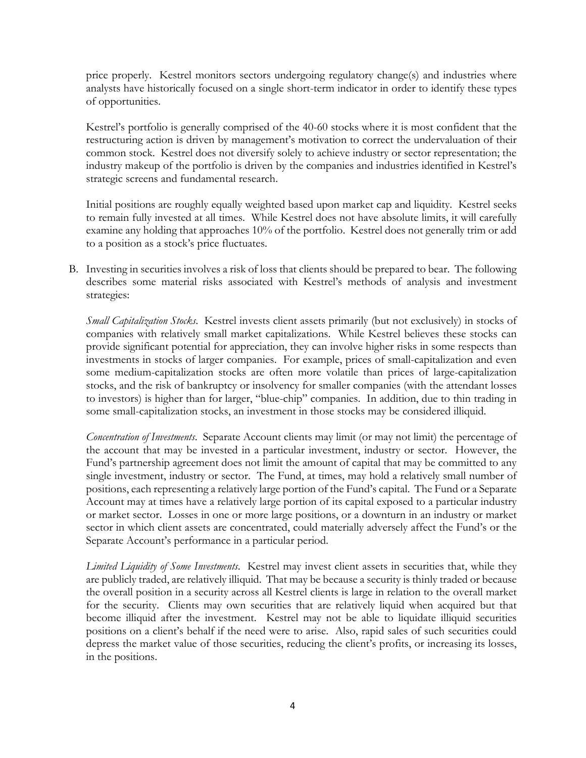price properly. Kestrel monitors sectors undergoing regulatory change(s) and industries where analysts have historically focused on a single short-term indicator in order to identify these types of opportunities.

Kestrel's portfolio is generally comprised of the 40-60 stocks where it is most confident that the restructuring action is driven by management's motivation to correct the undervaluation of their common stock. Kestrel does not diversify solely to achieve industry or sector representation; the industry makeup of the portfolio is driven by the companies and industries identified in Kestrel's strategic screens and fundamental research.

Initial positions are roughly equally weighted based upon market cap and liquidity. Kestrel seeks to remain fully invested at all times. While Kestrel does not have absolute limits, it will carefully examine any holding that approaches 10% of the portfolio. Kestrel does not generally trim or add to a position as a stock's price fluctuates.

B. Investing in securities involves a risk of loss that clients should be prepared to bear. The following describes some material risks associated with Kestrel's methods of analysis and investment strategies:

*Small Capitalization Stocks*. Kestrel invests client assets primarily (but not exclusively) in stocks of companies with relatively small market capitalizations. While Kestrel believes these stocks can provide significant potential for appreciation, they can involve higher risks in some respects than investments in stocks of larger companies. For example, prices of small-capitalization and even some medium-capitalization stocks are often more volatile than prices of large-capitalization stocks, and the risk of bankruptcy or insolvency for smaller companies (with the attendant losses to investors) is higher than for larger, "blue-chip" companies. In addition, due to thin trading in some small-capitalization stocks, an investment in those stocks may be considered illiquid.

*Concentration of Investments*. Separate Account clients may limit (or may not limit) the percentage of the account that may be invested in a particular investment, industry or sector. However, the Fund's partnership agreement does not limit the amount of capital that may be committed to any single investment, industry or sector. The Fund, at times, may hold a relatively small number of positions, each representing a relatively large portion of the Fund's capital. The Fund or a Separate Account may at times have a relatively large portion of its capital exposed to a particular industry or market sector. Losses in one or more large positions, or a downturn in an industry or market sector in which client assets are concentrated, could materially adversely affect the Fund's or the Separate Account's performance in a particular period.

*Limited Liquidity of Some Investments*. Kestrel may invest client assets in securities that, while they are publicly traded, are relatively illiquid. That may be because a security is thinly traded or because the overall position in a security across all Kestrel clients is large in relation to the overall market for the security. Clients may own securities that are relatively liquid when acquired but that become illiquid after the investment. Kestrel may not be able to liquidate illiquid securities positions on a client's behalf if the need were to arise. Also, rapid sales of such securities could depress the market value of those securities, reducing the client's profits, or increasing its losses, in the positions.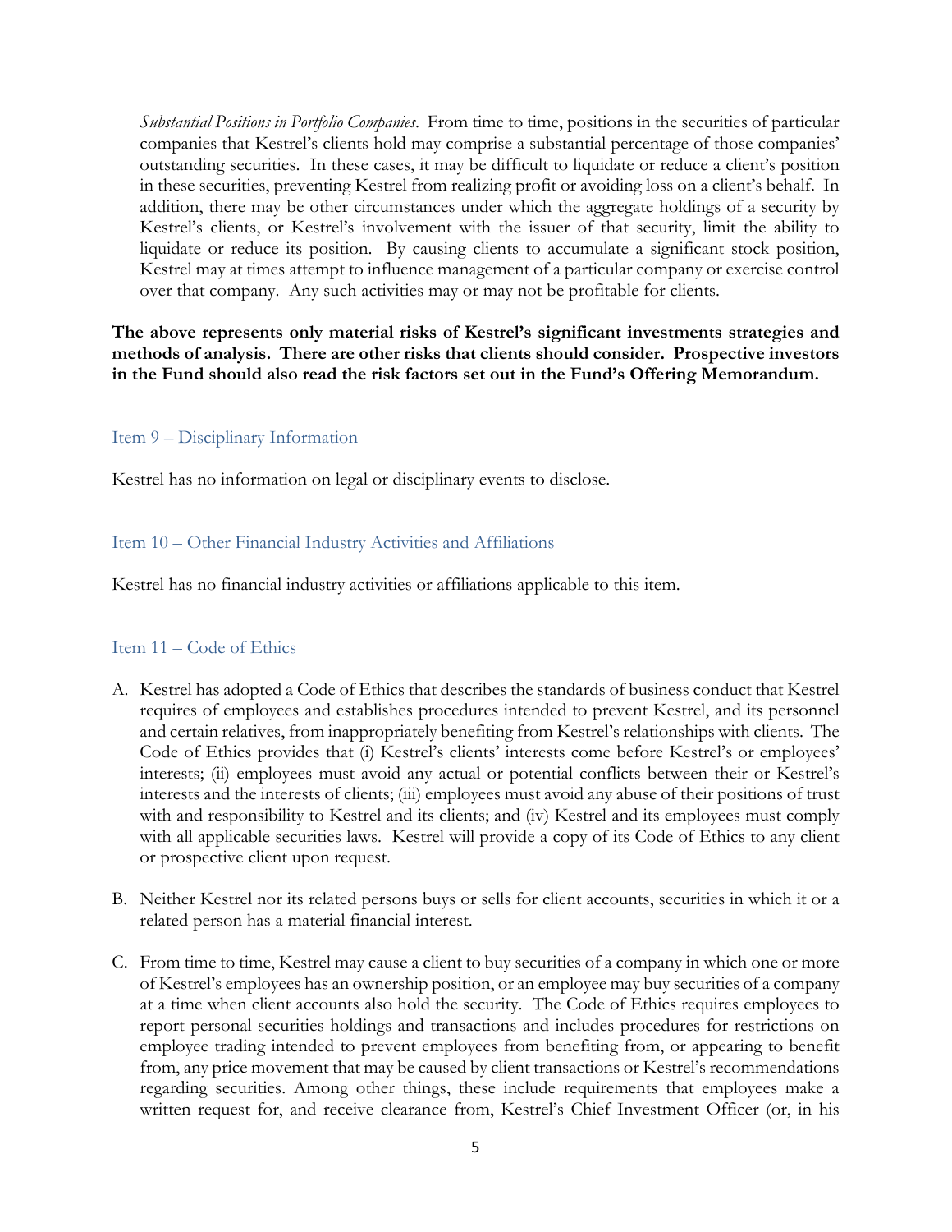*Substantial Positions in Portfolio Companies*. From time to time, positions in the securities of particular companies that Kestrel's clients hold may comprise a substantial percentage of those companies' outstanding securities. In these cases, it may be difficult to liquidate or reduce a client's position in these securities, preventing Kestrel from realizing profit or avoiding loss on a client's behalf. In addition, there may be other circumstances under which the aggregate holdings of a security by Kestrel's clients, or Kestrel's involvement with the issuer of that security, limit the ability to liquidate or reduce its position. By causing clients to accumulate a significant stock position, Kestrel may at times attempt to influence management of a particular company or exercise control over that company. Any such activities may or may not be profitable for clients.

**The above represents only material risks of Kestrel's significant investments strategies and methods of analysis. There are other risks that clients should consider. Prospective investors in the Fund should also read the risk factors set out in the Fund's Offering Memorandum.**

## Item 9 – Disciplinary Information

Kestrel has no information on legal or disciplinary events to disclose.

## Item 10 – Other Financial Industry Activities and Affiliations

Kestrel has no financial industry activities or affiliations applicable to this item.

## Item 11 – Code of Ethics

A. Kestrel has adopted a Code of Ethics that describes the standards of business conduct that Kestrel requires of employees and establishes procedures intended to prevent Kestrel, and its personnel and certain relatives, from inappropriately benefiting from Kestrel's relationships with clients. The Code of Ethics provides that (i) Kestrel's clients' interests come before Kestrel's or employees' interests; (ii) employees must avoid any actual or potential conflicts between their or Kestrel's interests and the interests of clients; (iii) employees must avoid any abuse of their positions of trust with and responsibility to Kestrel and its clients; and (iv) Kestrel and its employees must comply with all applicable securities laws. Kestrel will provide a copy of its Code of Ethics to any client or prospective client upon request.

B. Neither Kestrel nor its related persons buys or sells for client accounts, securities in which it or a related person has a material financial interest.

C. From time to time, Kestrel may cause a client to buy securities of a company in which one or more of Kestrel's employees has an ownership position, or an employee may buy securities of a company at a time when client accounts also hold the security. The Code of Ethics requires employees to report personal securities holdings and transactions and includes procedures for restrictions on employee trading intended to prevent employees from benefiting from, or appearing to benefit from, any price movement that may be caused by client transactions or Kestrel's recommendations regarding securities. Among other things, these include requirements that employees make a written request for, and receive clearance from, Kestrel's Chief Investment Officer (or, in his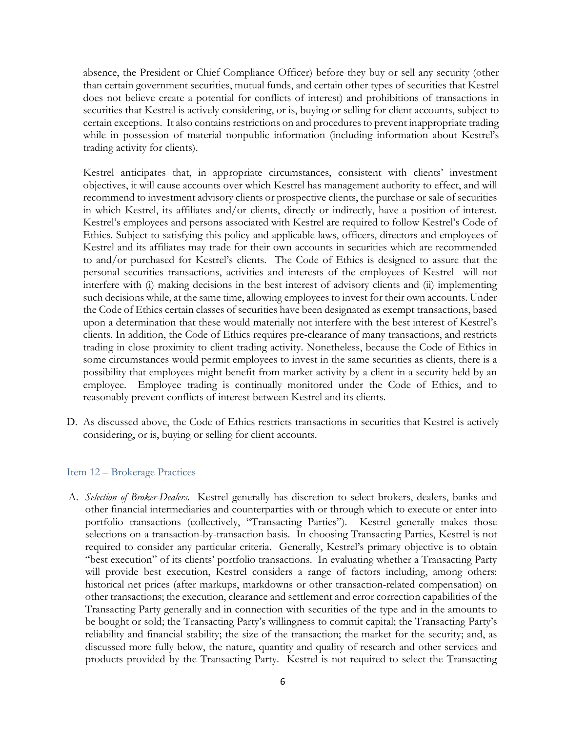absence, the President or Chief Compliance Officer) before they buy or sell any security (other than certain government securities, mutual funds, and certain other types of securities that Kestrel does not believe create a potential for conflicts of interest) and prohibitions of transactions in securities that Kestrel is actively considering, or is, buying or selling for client accounts, subject to certain exceptions. It also contains restrictions on and procedures to prevent inappropriate trading while in possession of material nonpublic information (including information about Kestrel's trading activity for clients).

Kestrel anticipates that, in appropriate circumstances, consistent with clients' investment objectives, it will cause accounts over which Kestrel has management authority to effect, and will recommend to investment advisory clients or prospective clients, the purchase or sale of securities in which Kestrel, its affiliates and/or clients, directly or indirectly, have a position of interest. Kestrel's employees and persons associated with Kestrel are required to follow Kestrel's Code of Ethics. Subject to satisfying this policy and applicable laws, officers, directors and employees of Kestrel and its affiliates may trade for their own accounts in securities which are recommended to and/or purchased for Kestrel's clients. The Code of Ethics is designed to assure that the personal securities transactions, activities and interests of the employees of Kestrel will not interfere with (i) making decisions in the best interest of advisory clients and (ii) implementing such decisions while, at the same time, allowing employees to invest for their own accounts. Under the Code of Ethics certain classes of securities have been designated as exempt transactions, based upon a determination that these would materially not interfere with the best interest of Kestrel's clients. In addition, the Code of Ethics requires pre-clearance of many transactions, and restricts trading in close proximity to client trading activity. Nonetheless, because the Code of Ethics in some circumstances would permit employees to invest in the same securities as clients, there is a possibility that employees might benefit from market activity by a client in a security held by an employee. Employee trading is continually monitored under the Code of Ethics, and to reasonably prevent conflicts of interest between Kestrel and its clients.

D. As discussed above, the Code of Ethics restricts transactions in securities that Kestrel is actively considering, or is, buying or selling for client accounts.

## Item 12 – Brokerage Practices

A. *Selection of Broker-Dealers*. Kestrel generally has discretion to select brokers, dealers, banks and other financial intermediaries and counterparties with or through which to execute or enter into portfolio transactions (collectively, "Transacting Parties"). Kestrel generally makes those selections on a transaction-by-transaction basis. In choosing Transacting Parties, Kestrel is not required to consider any particular criteria. Generally, Kestrel's primary objective is to obtain "best execution" of its clients' portfolio transactions. In evaluating whether a Transacting Party will provide best execution, Kestrel considers a range of factors including, among others: historical net prices (after markups, markdowns or other transaction-related compensation) on other transactions; the execution, clearance and settlement and error correction capabilities of the Transacting Party generally and in connection with securities of the type and in the amounts to be bought or sold; the Transacting Party's willingness to commit capital; the Transacting Party's reliability and financial stability; the size of the transaction; the market for the security; and, as discussed more fully below, the nature, quantity and quality of research and other services and products provided by the Transacting Party. Kestrel is not required to select the Transacting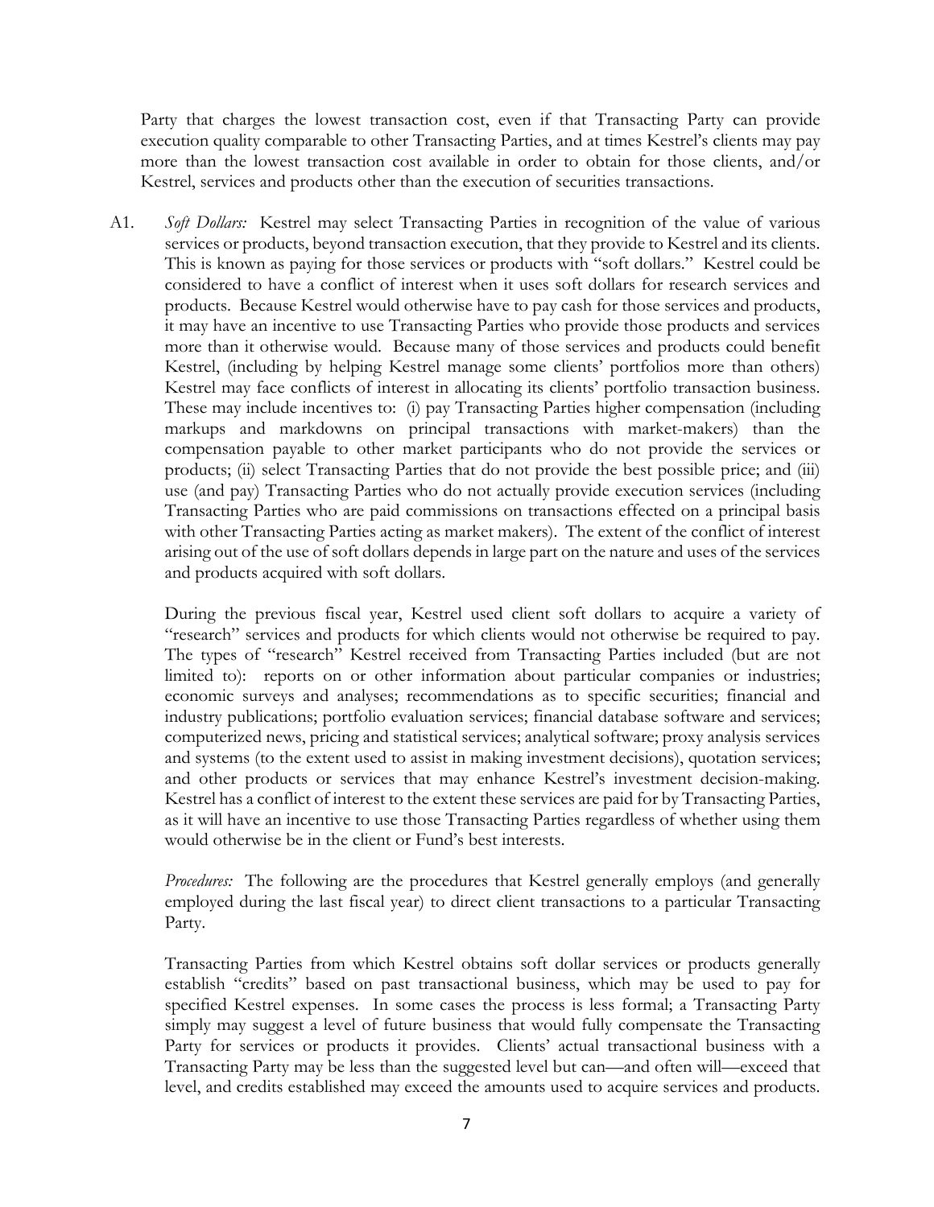Party that charges the lowest transaction cost, even if that Transacting Party can provide execution quality comparable to other Transacting Parties, and at times Kestrel's clients may pay more than the lowest transaction cost available in order to obtain for those clients, and/or Kestrel, services and products other than the execution of securities transactions.

A1. *Soft Dollars:* Kestrel may select Transacting Parties in recognition of the value of various services or products, beyond transaction execution, that they provide to Kestrel and its clients. This is known as paying for those services or products with "soft dollars." Kestrel could be considered to have a conflict of interest when it uses soft dollars for research services and products. Because Kestrel would otherwise have to pay cash for those services and products, it may have an incentive to use Transacting Parties who provide those products and services more than it otherwise would. Because many of those services and products could benefit Kestrel, (including by helping Kestrel manage some clients' portfolios more than others) Kestrel may face conflicts of interest in allocating its clients' portfolio transaction business. These may include incentives to: (i) pay Transacting Parties higher compensation (including markups and markdowns on principal transactions with market-makers) than the compensation payable to other market participants who do not provide the services or products; (ii) select Transacting Parties that do not provide the best possible price; and (iii) use (and pay) Transacting Parties who do not actually provide execution services (including Transacting Parties who are paid commissions on transactions effected on a principal basis with other Transacting Parties acting as market makers). The extent of the conflict of interest arising out of the use of soft dollars depends in large part on the nature and uses of the services and products acquired with soft dollars.

During the previous fiscal year, Kestrel used client soft dollars to acquire a variety of "research" services and products for which clients would not otherwise be required to pay. The types of "research" Kestrel received from Transacting Parties included (but are not limited to): reports on or other information about particular companies or industries; economic surveys and analyses; recommendations as to specific securities; financial and industry publications; portfolio evaluation services; financial database software and services; computerized news, pricing and statistical services; analytical software; proxy analysis services and systems (to the extent used to assist in making investment decisions), quotation services; and other products or services that may enhance Kestrel's investment decision-making. Kestrel has a conflict of interest to the extent these services are paid for by Transacting Parties, as it will have an incentive to use those Transacting Parties regardless of whether using them would otherwise be in the client or Fund's best interests.

*Procedures:* The following are the procedures that Kestrel generally employs (and generally employed during the last fiscal year) to direct client transactions to a particular Transacting Party.

Transacting Parties from which Kestrel obtains soft dollar services or products generally establish "credits" based on past transactional business, which may be used to pay for specified Kestrel expenses. In some cases the process is less formal; a Transacting Party simply may suggest a level of future business that would fully compensate the Transacting Party for services or products it provides. Clients' actual transactional business with a Transacting Party may be less than the suggested level but can—and often will—exceed that level, and credits established may exceed the amounts used to acquire services and products.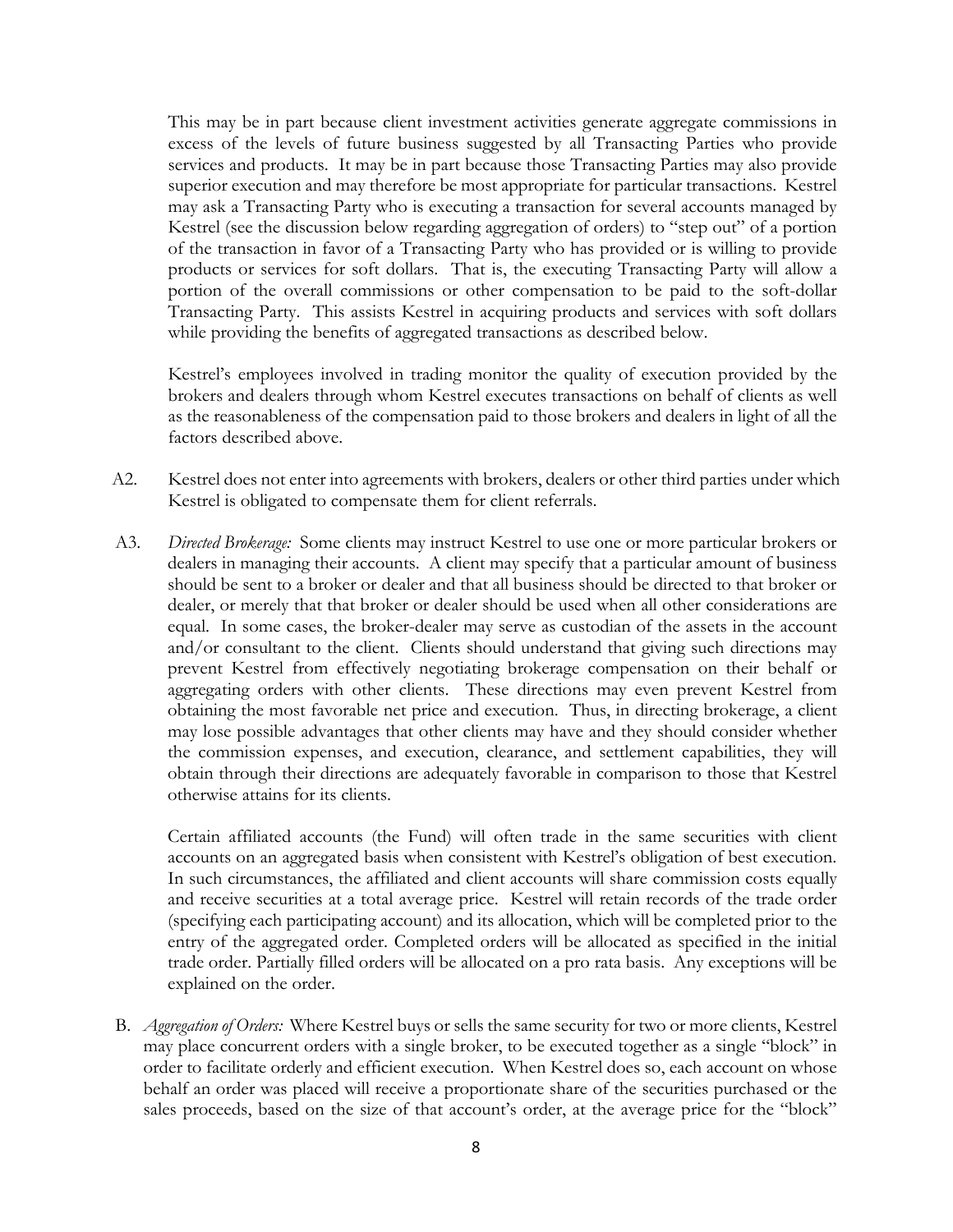This may be in part because client investment activities generate aggregate commissions in excess of the levels of future business suggested by all Transacting Parties who provide services and products. It may be in part because those Transacting Parties may also provide superior execution and may therefore be most appropriate for particular transactions. Kestrel may ask a Transacting Party who is executing a transaction for several accounts managed by Kestrel (see the discussion below regarding aggregation of orders) to "step out" of a portion of the transaction in favor of a Transacting Party who has provided or is willing to provide products or services for soft dollars. That is, the executing Transacting Party will allow a portion of the overall commissions or other compensation to be paid to the soft-dollar Transacting Party. This assists Kestrel in acquiring products and services with soft dollars while providing the benefits of aggregated transactions as described below.

Kestrel's employees involved in trading monitor the quality of execution provided by the brokers and dealers through whom Kestrel executes transactions on behalf of clients as well as the reasonableness of the compensation paid to those brokers and dealers in light of all the factors described above.

A2. Kestrel does not enter into agreements with brokers, dealers or other third parties under which Kestrel is obligated to compensate them for client referrals.

A3. *Directed Brokerage:* Some clients may instruct Kestrel to use one or more particular brokers or dealers in managing their accounts. A client may specify that a particular amount of business should be sent to a broker or dealer and that all business should be directed to that broker or dealer, or merely that that broker or dealer should be used when all other considerations are equal. In some cases, the broker-dealer may serve as custodian of the assets in the account and/or consultant to the client. Clients should understand that giving such directions may prevent Kestrel from effectively negotiating brokerage compensation on their behalf or aggregating orders with other clients. These directions may even prevent Kestrel from obtaining the most favorable net price and execution. Thus, in directing brokerage, a client may lose possible advantages that other clients may have and they should consider whether the commission expenses, and execution, clearance, and settlement capabilities, they will obtain through their directions are adequately favorable in comparison to those that Kestrel otherwise attains for its clients.

Certain affiliated accounts (the Fund) will often trade in the same securities with client accounts on an aggregated basis when consistent with Kestrel's obligation of best execution. In such circumstances, the affiliated and client accounts will share commission costs equally and receive securities at a total average price. Kestrel will retain records of the trade order (specifying each participating account) and its allocation, which will be completed prior to the entry of the aggregated order. Completed orders will be allocated as specified in the initial trade order. Partially filled orders will be allocated on a pro rata basis. Any exceptions will be explained on the order.

B. *Aggregation of Orders:* Where Kestrel buys or sells the same security for two or more clients, Kestrel may place concurrent orders with a single broker, to be executed together as a single "block" in order to facilitate orderly and efficient execution. When Kestrel does so, each account on whose behalf an order was placed will receive a proportionate share of the securities purchased or the sales proceeds, based on the size of that account's order, at the average price for the "block"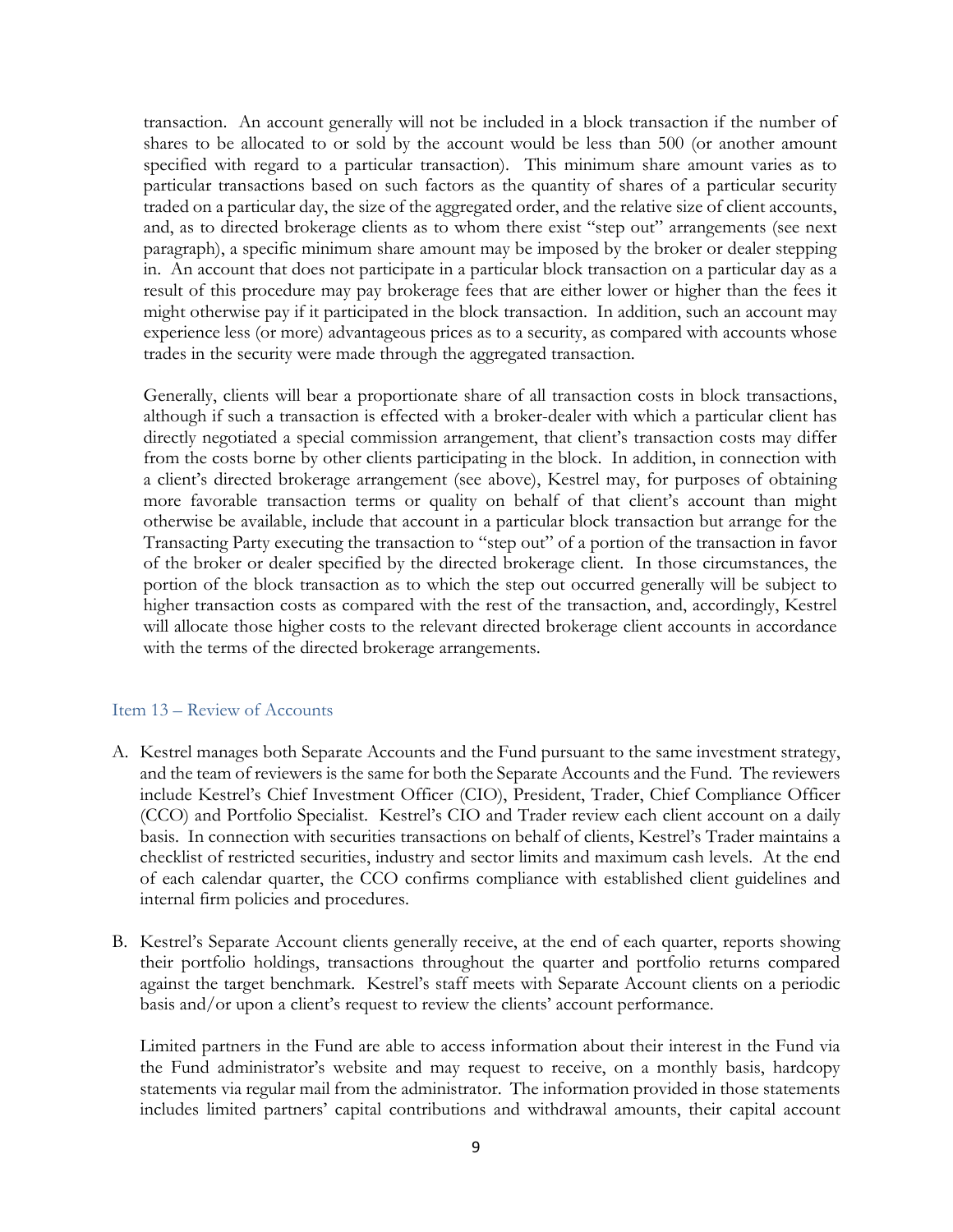transaction. An account generally will not be included in a block transaction if the number of shares to be allocated to or sold by the account would be less than 500 (or another amount specified with regard to a particular transaction). This minimum share amount varies as to particular transactions based on such factors as the quantity of shares of a particular security traded on a particular day, the size of the aggregated order, and the relative size of client accounts, and, as to directed brokerage clients as to whom there exist "step out" arrangements (see next paragraph), a specific minimum share amount may be imposed by the broker or dealer stepping in. An account that does not participate in a particular block transaction on a particular day as a result of this procedure may pay brokerage fees that are either lower or higher than the fees it might otherwise pay if it participated in the block transaction. In addition, such an account may experience less (or more) advantageous prices as to a security, as compared with accounts whose trades in the security were made through the aggregated transaction.

Generally, clients will bear a proportionate share of all transaction costs in block transactions, although if such a transaction is effected with a broker-dealer with which a particular client has directly negotiated a special commission arrangement, that client's transaction costs may differ from the costs borne by other clients participating in the block. In addition, in connection with a client's directed brokerage arrangement (see above), Kestrel may, for purposes of obtaining more favorable transaction terms or quality on behalf of that client's account than might otherwise be available, include that account in a particular block transaction but arrange for the Transacting Party executing the transaction to "step out" of a portion of the transaction in favor of the broker or dealer specified by the directed brokerage client. In those circumstances, the portion of the block transaction as to which the step out occurred generally will be subject to higher transaction costs as compared with the rest of the transaction, and, accordingly, Kestrel will allocate those higher costs to the relevant directed brokerage client accounts in accordance with the terms of the directed brokerage arrangements.

## Item 13 – Review of Accounts

A. Kestrel manages both Separate Accounts and the Fund pursuant to the same investment strategy, and the team of reviewers is the same for both the Separate Accounts and the Fund. The reviewers include Kestrel's Chief Investment Officer (CIO), President, Trader, Chief Compliance Officer (CCO) and Portfolio Specialist. Kestrel's CIO and Trader review each client account on a daily basis. In connection with securities transactions on behalf of clients, Kestrel's Trader maintains a checklist of restricted securities, industry and sector limits and maximum cash levels. At the end of each calendar quarter, the CCO confirms compliance with established client guidelines and internal firm policies and procedures.

B. Kestrel's Separate Account clients generally receive, at the end of each quarter, reports showing their portfolio holdings, transactions throughout the quarter and portfolio returns compared against the target benchmark. Kestrel's staff meets with Separate Account clients on a periodic basis and/or upon a client's request to review the clients' account performance.

   Limited partners in the Fund are able to access information about their interest in the Fund via the Fund administrator's website and may request to receive, on a monthly basis, hardcopy statements via regular mail from the administrator. The information provided in those statements includes limited partners' capital contributions and withdrawal amounts, their capital account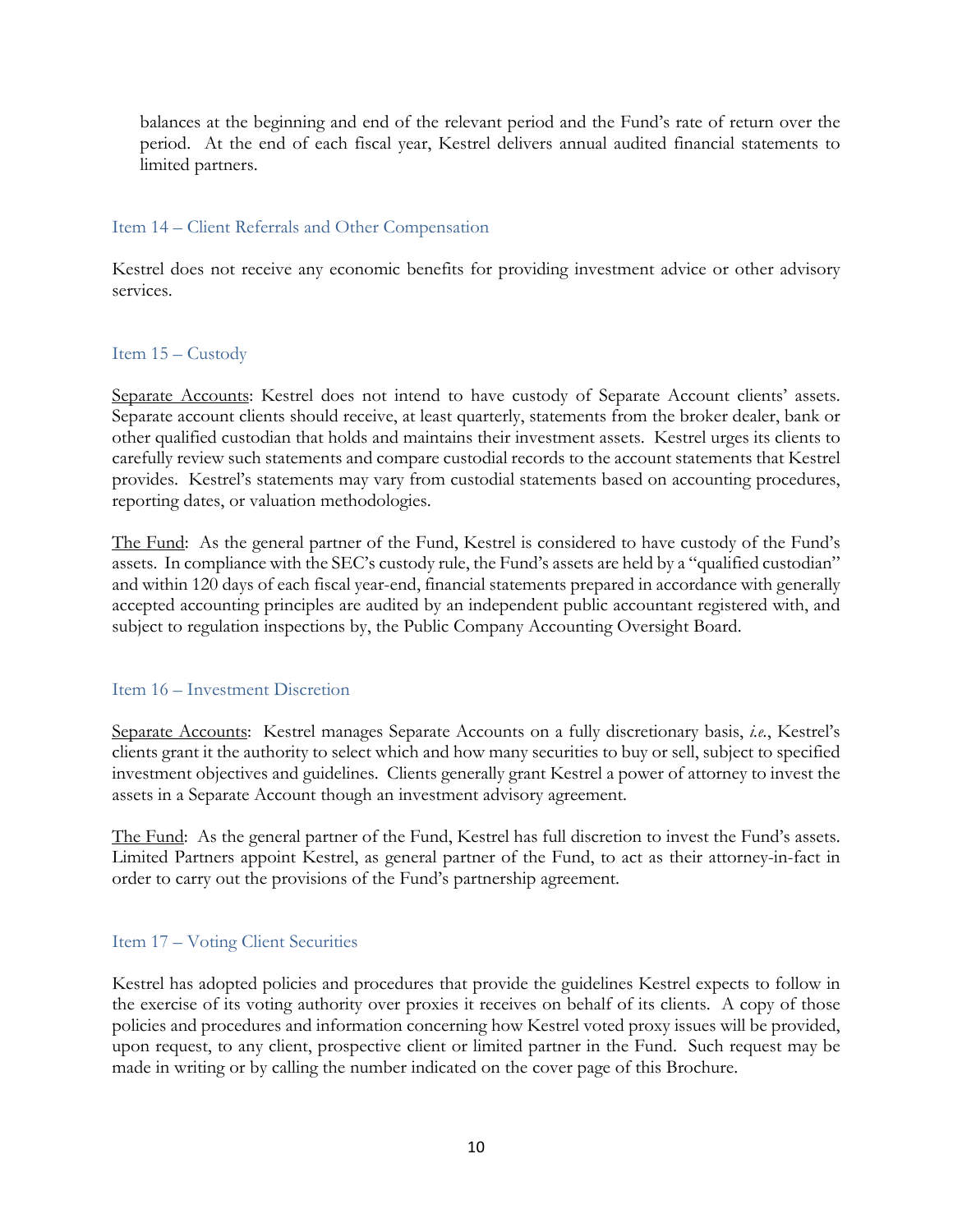balances at the beginning and end of the relevant period and the Fund's rate of return over the period. At the end of each fiscal year, Kestrel delivers annual audited financial statements to limited partners.

## Item 14 – Client Referrals and Other Compensation

Kestrel does not receive any economic benefits for providing investment advice or other advisory services.

## Item 15 – Custody

Separate Accounts: Kestrel does not intend to have custody of Separate Account clients' assets. Separate account clients should receive, at least quarterly, statements from the broker dealer, bank or other qualified custodian that holds and maintains their investment assets. Kestrel urges its clients to carefully review such statements and compare custodial records to the account statements that Kestrel provides. Kestrel's statements may vary from custodial statements based on accounting procedures, reporting dates, or valuation methodologies.

The Fund: As the general partner of the Fund, Kestrel is considered to have custody of the Fund's assets. In compliance with the SEC's custody rule, the Fund's assets are held by a "qualified custodian" and within 120 days of each fiscal year-end, financial statements prepared in accordance with generally accepted accounting principles are audited by an independent public accountant registered with, and subject to regulation inspections by, the Public Company Accounting Oversight Board.

## Item 16 – Investment Discretion

Separate Accounts: Kestrel manages Separate Accounts on a fully discretionary basis, *i.e.*, Kestrel's clients grant it the authority to select which and how many securities to buy or sell, subject to specified investment objectives and guidelines. Clients generally grant Kestrel a power of attorney to invest the assets in a Separate Account though an investment advisory agreement.

The Fund: As the general partner of the Fund, Kestrel has full discretion to invest the Fund's assets. Limited Partners appoint Kestrel, as general partner of the Fund, to act as their attorney-in-fact in order to carry out the provisions of the Fund's partnership agreement.

## Item 17 – Voting Client Securities

Kestrel has adopted policies and procedures that provide the guidelines Kestrel expects to follow in the exercise of its voting authority over proxies it receives on behalf of its clients. A copy of those policies and procedures and information concerning how Kestrel voted proxy issues will be provided, upon request, to any client, prospective client or limited partner in the Fund. Such request may be made in writing or by calling the number indicated on the cover page of this Brochure.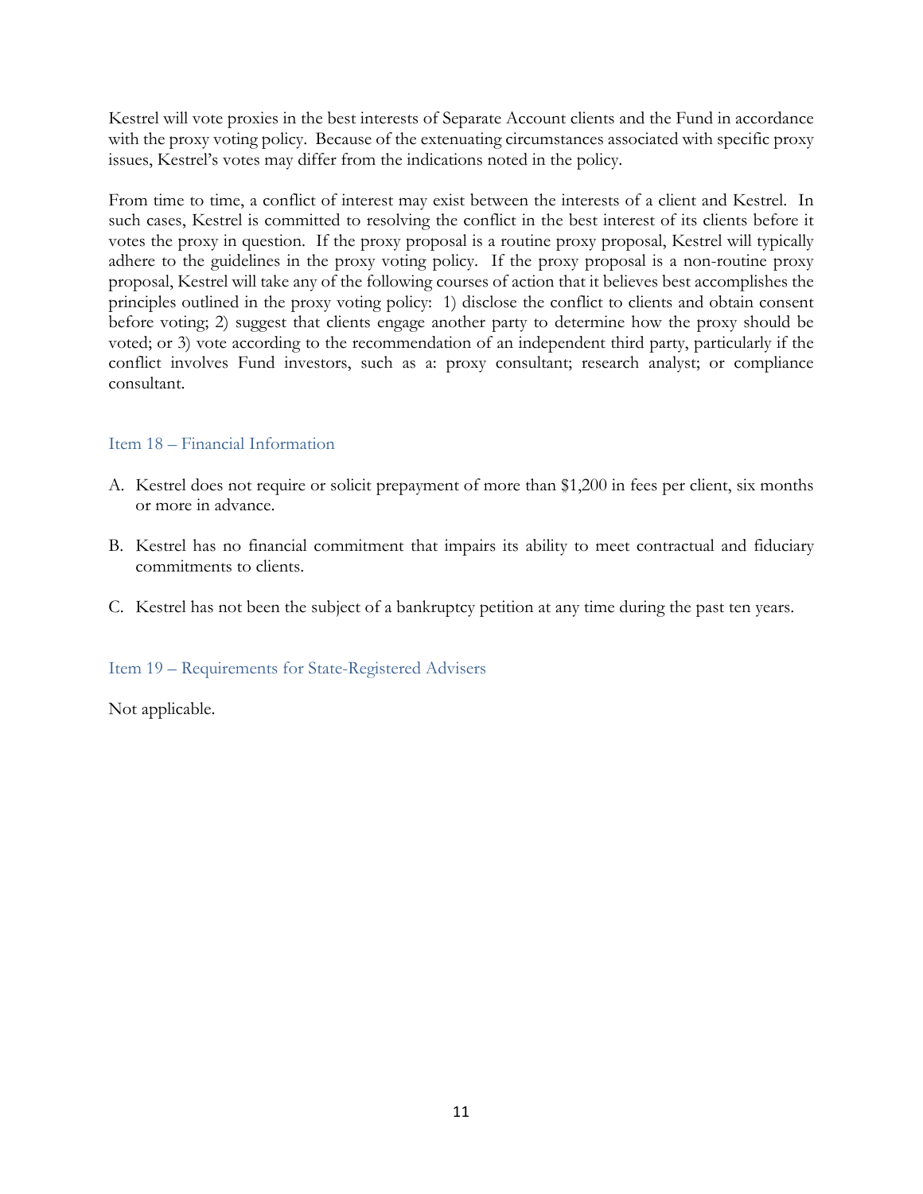Kestrel will vote proxies in the best interests of Separate Account clients and the Fund in accordance with the proxy voting policy. Because of the extenuating circumstances associated with specific proxy issues, Kestrel's votes may differ from the indications noted in the policy.

From time to time, a conflict of interest may exist between the interests of a client and Kestrel. In such cases, Kestrel is committed to resolving the conflict in the best interest of its clients before it votes the proxy in question. If the proxy proposal is a routine proxy proposal, Kestrel will typically adhere to the guidelines in the proxy voting policy. If the proxy proposal is a non-routine proxy proposal, Kestrel will take any of the following courses of action that it believes best accomplishes the principles outlined in the proxy voting policy: 1) disclose the conflict to clients and obtain consent before voting; 2) suggest that clients engage another party to determine how the proxy should be voted; or 3) vote according to the recommendation of an independent third party, particularly if the conflict involves Fund investors, such as a: proxy consultant; research analyst; or compliance consultant.

## Item 18 – Financial Information

A. Kestrel does not require or solicit prepayment of more than $1,200 in fees per client, six months or more in advance.

B. Kestrel has no financial commitment that impairs its ability to meet contractual and fiduciary commitments to clients.

C. Kestrel has not been the subject of a bankruptcy petition at any time during the past ten years.

## Item 19 – Requirements for State-Registered Advisers

Not applicable.